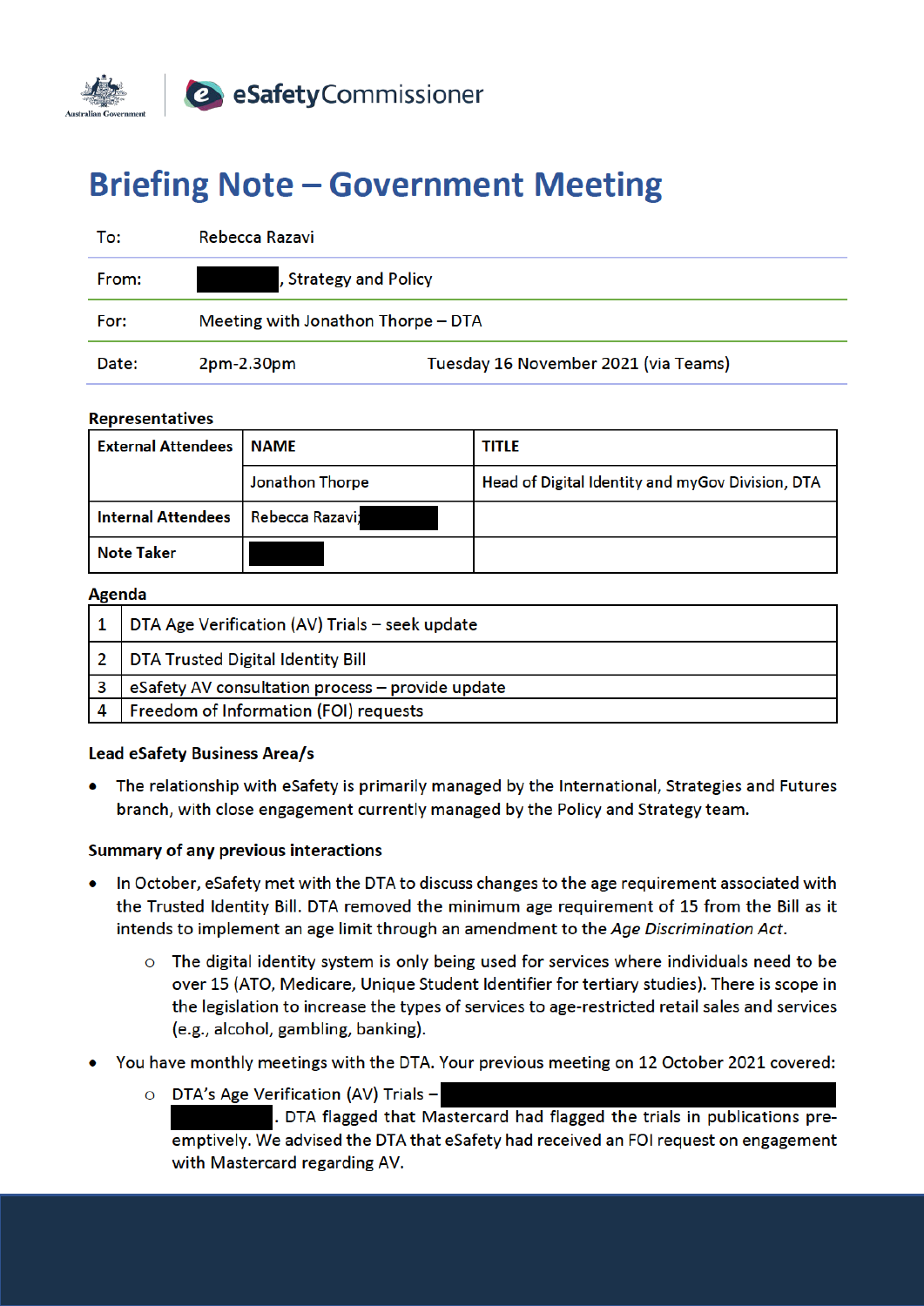# Briefing Note – Government Meeting

| | | |
|---|---|---|
| To: | Rebecca Razavi | |
| From: | ████████, Strategy and Policy | |
| For: | Meeting with Jonathon Thorpe – DTA | |
| Date: | 2pm-2.30pm | Tuesday 16 November 2021 (via Teams) |

**Representatives**

| External Attendees | NAME | TITLE |
|---|---|---|
| | Jonathon Thorpe | Head of Digital Identity and myGov Division, DTA |
| **Internal Attendees** | Rebecca Razavi; ████████ | |
| **Note Taker** | ████████ | |

**Agenda**

| | |
|---|---|
| 1 | DTA Age Verification (AV) Trials – seek update |
| 2 | DTA Trusted Digital Identity Bill |
| 3 | eSafety AV consultation process – provide update |
| 4 | Freedom of Information (FOI) requests |

**Lead eSafety Business Area/s**

- The relationship with eSafety is primarily managed by the International, Strategies and Futures branch, with close engagement currently managed by the Policy and Strategy team.

**Summary of any previous interactions**

- In October, eSafety met with the DTA to discuss changes to the age requirement associated with the Trusted Identity Bill. DTA removed the minimum age requirement of 15 from the Bill as it intends to implement an age limit through an amendment to the *Age Discrimination Act*.
  - The digital identity system is only being used for services where individuals need to be over 15 (ATO, Medicare, Unique Student Identifier for tertiary studies). There is scope in the legislation to increase the types of services to age-restricted retail sales and services (e.g., alcohol, gambling, banking).
- You have monthly meetings with the DTA. Your previous meeting on 12 October 2021 covered:
  - DTA's Age Verification (AV) Trials – ████████████████████████ ████████. DTA flagged that Mastercard had flagged the trials in publications pre-emptively. We advised the DTA that eSafety had received an FOI request on engagement with Mastercard regarding AV.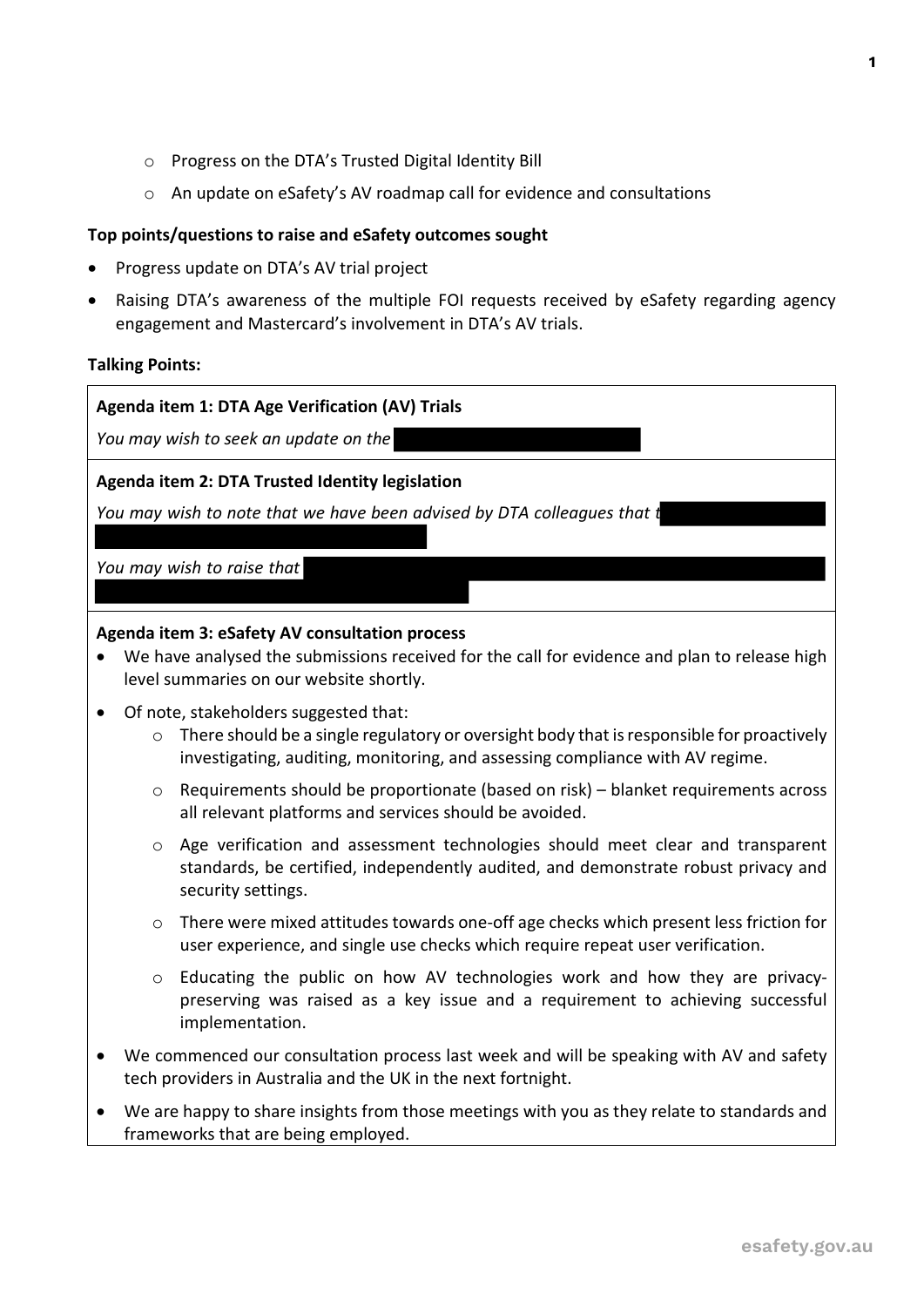- Progress on the DTA's Trusted Digital Identity Bill
- An update on eSafety's AV roadmap call for evidence and consultations

**Top points/questions to raise and eSafety outcomes sought**

- Progress update on DTA's AV trial project
- Raising DTA's awareness of the multiple FOI requests received by eSafety regarding agency engagement and Mastercard's involvement in DTA's AV trials.

**Talking Points:**

**Agenda item 1: DTA Age Verification (AV) Trials**

*You may wish to seek an update on the* [REDACTED]

**Agenda item 2: DTA Trusted Identity legislation**

*You may wish to note that we have been advised by DTA colleagues that t*[REDACTED]

*You may wish to raise that* [REDACTED]

**Agenda item 3: eSafety AV consultation process**

- We have analysed the submissions received for the call for evidence and plan to release high level summaries on our website shortly.
- Of note, stakeholders suggested that:
  - There should be a single regulatory or oversight body that is responsible for proactively investigating, auditing, monitoring, and assessing compliance with AV regime.
  - Requirements should be proportionate (based on risk) – blanket requirements across all relevant platforms and services should be avoided.
  - Age verification and assessment technologies should meet clear and transparent standards, be certified, independently audited, and demonstrate robust privacy and security settings.
  - There were mixed attitudes towards one-off age checks which present less friction for user experience, and single use checks which require repeat user verification.
  - Educating the public on how AV technologies work and how they are privacy-preserving was raised as a key issue and a requirement to achieving successful implementation.
- We commenced our consultation process last week and will be speaking with AV and safety tech providers in Australia and the UK in the next fortnight.
- We are happy to share insights from those meetings with you as they relate to standards and frameworks that are being employed.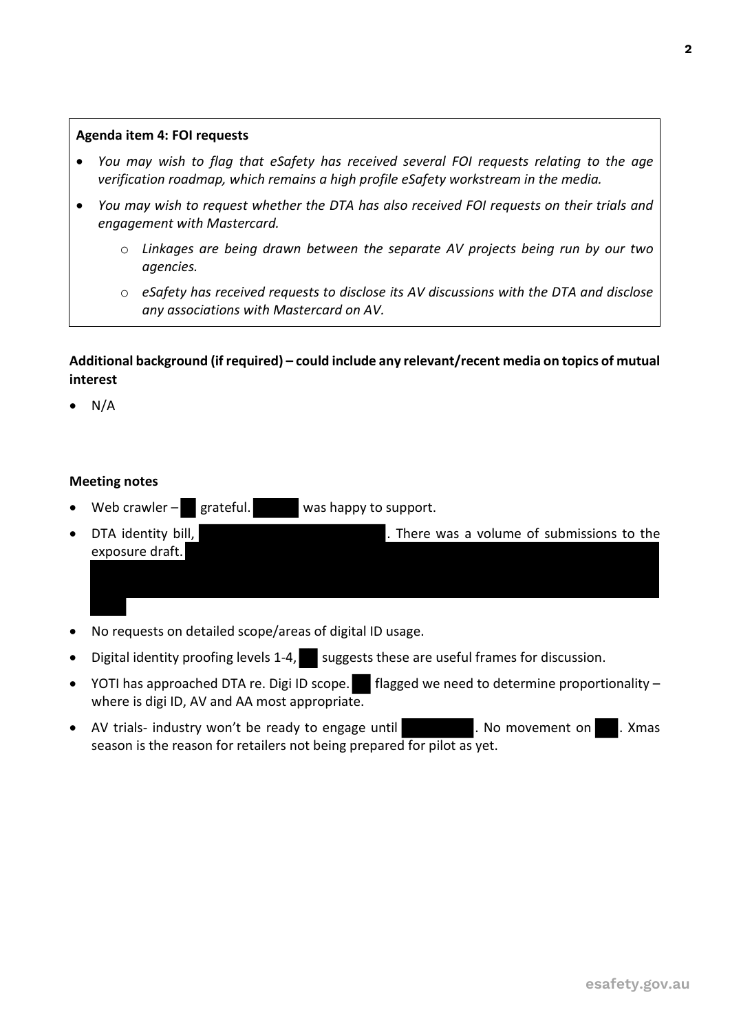**Agenda item 4: FOI requests**

- *You may wish to flag that eSafety has received several FOI requests relating to the age verification roadmap, which remains a high profile eSafety workstream in the media.*
- *You may wish to request whether the DTA has also received FOI requests on their trials and engagement with Mastercard.*
    - *Linkages are being drawn between the separate AV projects being run by our two agencies.*
    - *eSafety has received requests to disclose its AV discussions with the DTA and disclose any associations with Mastercard on AV.*

**Additional background (if required) – could include any relevant/recent media on topics of mutual interest**

- N/A

**Meeting notes**

- Web crawler – grateful. was happy to support.
- DTA identity bill, . There was a volume of submissions to the exposure draft.
- No requests on detailed scope/areas of digital ID usage.
- Digital identity proofing levels 1-4, suggests these are useful frames for discussion.
- YOTI has approached DTA re. Digi ID scope. flagged we need to determine proportionality – where is digi ID, AV and AA most appropriate.
- AV trials- industry won't be ready to engage until . No movement on . Xmas season is the reason for retailers not being prepared for pilot as yet.